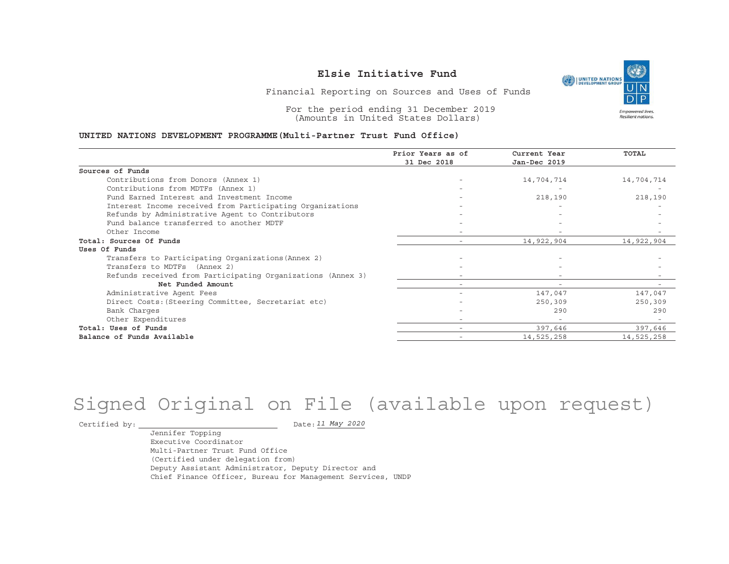# Elsie Initiative Fund

Financial Reporting on Sources and Uses of Funds

For the period ending 31 December 2019
(Amounts in United States Dollars)

**UNITED NATIONS DEVELOPMENT PROGRAMME(Multi-Partner Trust Fund Office)**

| | Prior Years as of 31 Dec 2018 | Current Year Jan-Dec 2019 | TOTAL |
|---|---|---|---|
| **Sources of Funds** | | | |
| Contributions from Donors (Annex 1) | - | 14,704,714 | 14,704,714 |
| Contributions from MDTFs (Annex 1) | - | - | - |
| Fund Earned Interest and Investment Income | - | 218,190 | 218,190 |
| Interest Income received from Participating Organizations | - | - | - |
| Refunds by Administrative Agent to Contributors | - | - | - |
| Fund balance transferred to another MDTF | - | - | - |
| Other Income | - | - | - |
| **Total: Sources Of Funds** | - | 14,922,904 | 14,922,904 |
| **Uses Of Funds** | | | |
| Transfers to Participating Organizations(Annex 2) | - | - | - |
| Transfers to MDTFs (Annex 2) | - | - | - |
| Refunds received from Participating Organizations (Annex 3) | - | - | - |
| **Net Funded Amount** | - | - | - |
| Administrative Agent Fees | - | 147,047 | 147,047 |
| Direct Costs:(Steering Committee, Secretariat etc) | - | 250,309 | 250,309 |
| Bank Charges | - | 290 | 290 |
| Other Expenditures | - | - | - |
| **Total: Uses of Funds** | - | 397,646 | 397,646 |
| **Balance of Funds Available** | - | 14,525,258 | 14,525,258 |

Signed Original on File (available upon request)

Certified by: ______________________ Date: *11 May 2020*

Jennifer Topping
Executive Coordinator
Multi-Partner Trust Fund Office
(Certified under delegation from)
Deputy Assistant Administrator, Deputy Director and
Chief Finance Officer, Bureau for Management Services, UNDP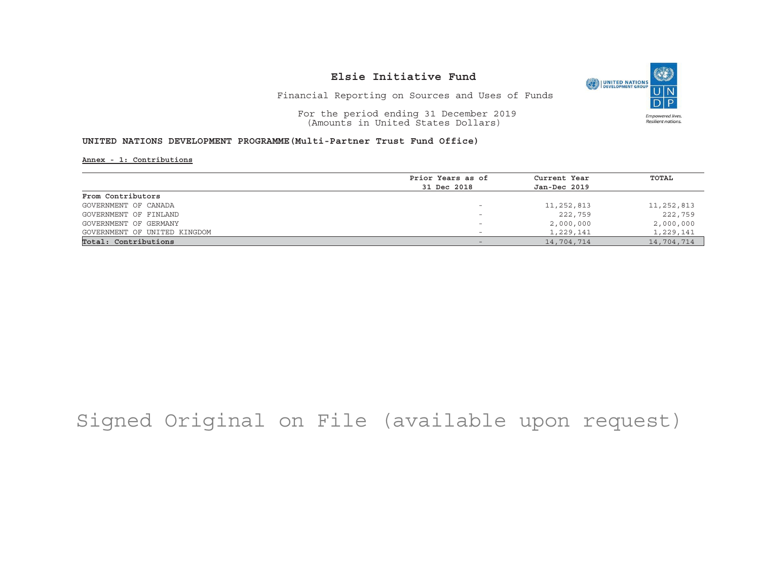# Elsie Initiative Fund

Financial Reporting on Sources and Uses of Funds

For the period ending 31 December 2019
(Amounts in United States Dollars)

**UNITED NATIONS DEVELOPMENT PROGRAMME(Multi-Partner Trust Fund Office)**

**Annex - 1: Contributions**

| | Prior Years as of 31 Dec 2018 | Current Year Jan-Dec 2019 | TOTAL |
|---|---|---|---|
| **From Contributors** | | | |
| GOVERNMENT OF CANADA | - | 11,252,813 | 11,252,813 |
| GOVERNMENT OF FINLAND | - | 222,759 | 222,759 |
| GOVERNMENT OF GERMANY | - | 2,000,000 | 2,000,000 |
| GOVERNMENT OF UNITED KINGDOM | - | 1,229,141 | 1,229,141 |
| **Total: Contributions** | - | 14,704,714 | 14,704,714 |

Signed Original on File (available upon request)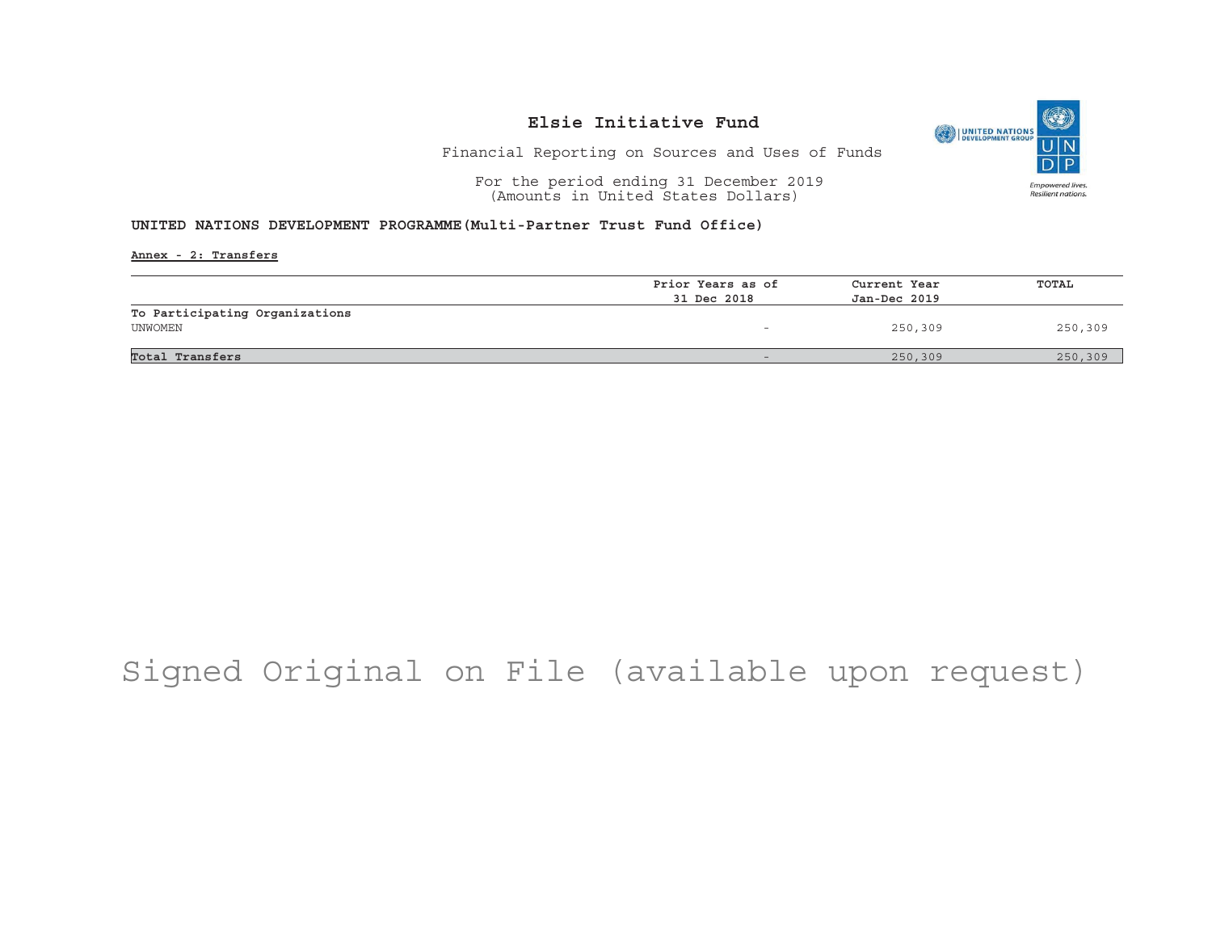# Elsie Initiative Fund

Financial Reporting on Sources and Uses of Funds

For the period ending 31 December 2019
(Amounts in United States Dollars)

**UNITED NATIONS DEVELOPMENT PROGRAMME(Multi-Partner Trust Fund Office)**

**Annex - 2: Transfers**

| | Prior Years as of 31 Dec 2018 | Current Year Jan-Dec 2019 | TOTAL |
|---|---|---|---|
| **To Participating Organizations** | | | |
| UNWOMEN | - | 250,309 | 250,309 |
| **Total Transfers** | - | 250,309 | 250,309 |

Signed Original on File (available upon request)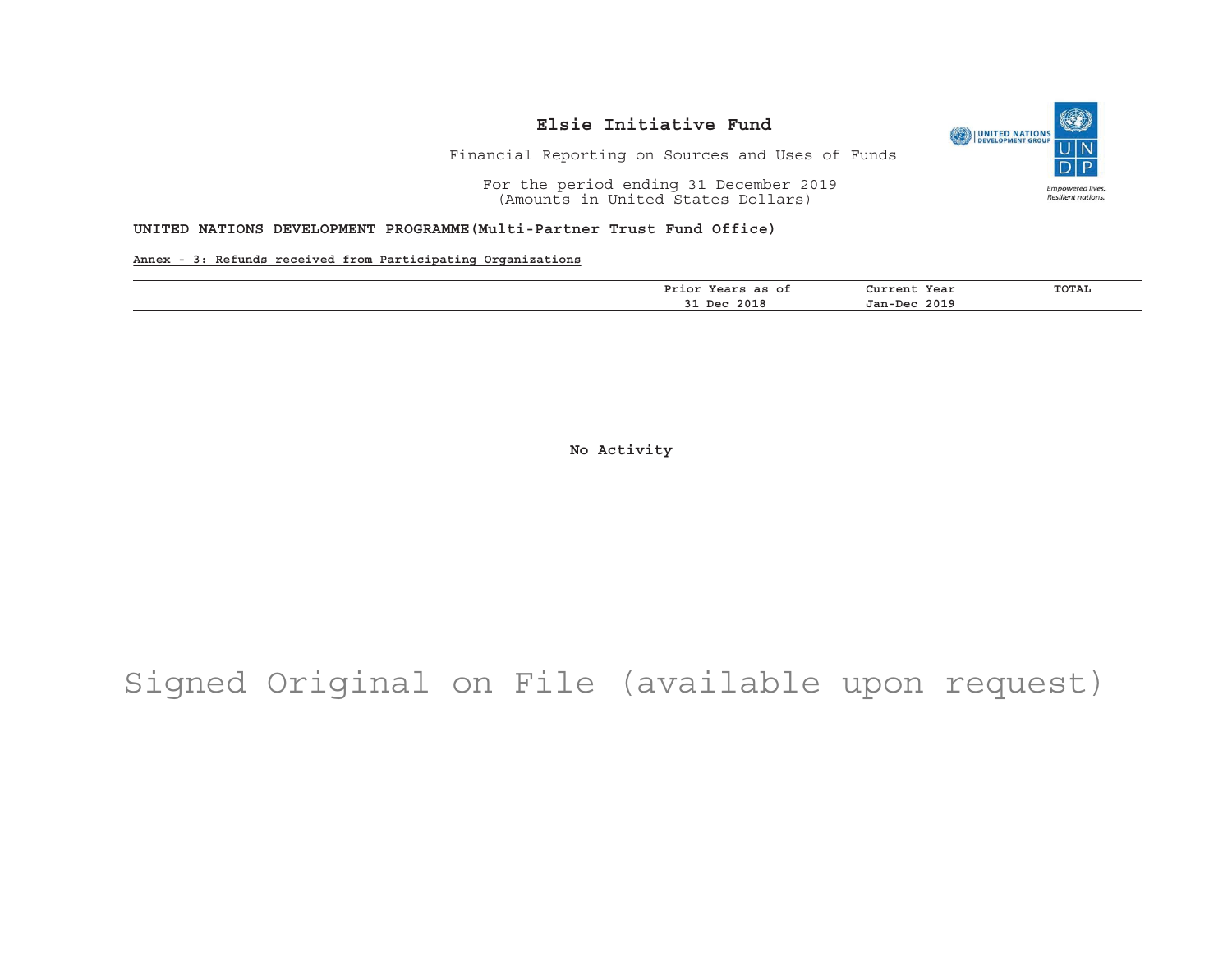# Elsie Initiative Fund

Financial Reporting on Sources and Uses of Funds

For the period ending 31 December 2019
(Amounts in United States Dollars)

**UNITED NATIONS DEVELOPMENT PROGRAMME(Multi-Partner Trust Fund Office)**

**Annex - 3: Refunds received from Participating Organizations**

| | Prior Years as of 31 Dec 2018 | Current Year Jan-Dec 2019 | TOTAL |
|---|---|---|---|

**No Activity**

Signed Original on File (available upon request)